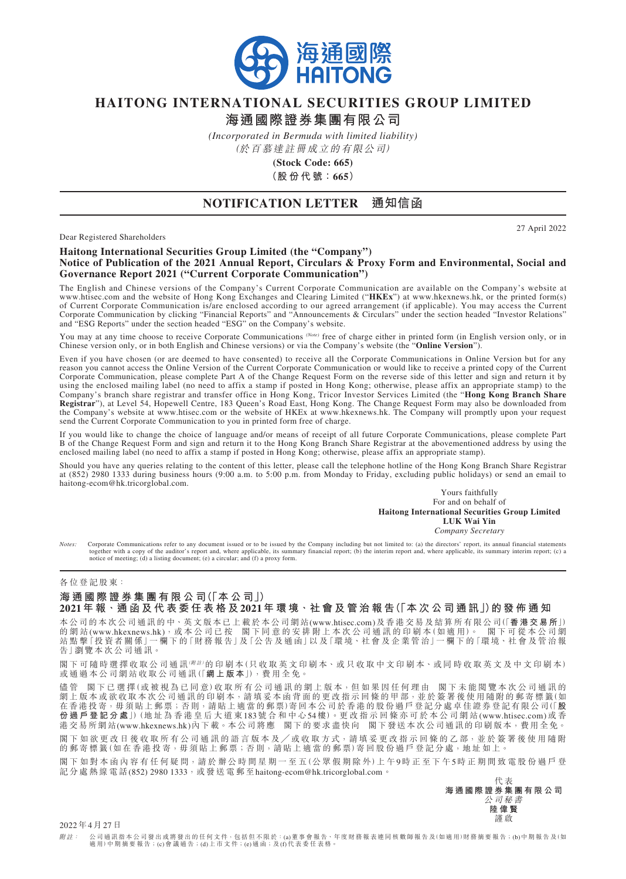# HAITONG INTERNATIONAL SECURITIES GROUP LIMITED

# 海通國際證券集團有限公司

*(Incorporated in Bermuda with limited liability)*

*(於百慕達註冊成立的有限公司)*

**(Stock Code: 665)**

**(股份代號：665)**

## NOTIFICATION LETTER 通知信函

27 April 2022

Dear Registered Shareholders

**Haitong International Securities Group Limited (the "Company")**
**Notice of Publication of the 2021 Annual Report, Circulars & Proxy Form and Environmental, Social and Governance Report 2021 ("Current Corporate Communication")**

The English and Chinese versions of the Company's Current Corporate Communication are available on the Company's website at www.htisec.com and the website of Hong Kong Exchanges and Clearing Limited ("**HKEx**") at www.hkexnews.hk, or the printed form(s) of Current Corporate Communication is/are enclosed according to our agreed arrangement (if applicable). You may access the Current Corporate Communication by clicking "Financial Reports" and "Announcements & Circulars" under the section headed "Investor Relations" and "ESG Reports" under the section headed "ESG" on the Company's website.

You may at any time choose to receive Corporate Communications [(Note)] free of charge either in printed form (in English version only, or in Chinese version only, or in both English and Chinese versions) or via the Company's website (the "**Online Version**").

Even if you have chosen (or are deemed to have consented) to receive all the Corporate Communications in Online Version but for any reason you cannot access the Online Version of the Current Corporate Communication or would like to receive a printed copy of the Current Corporate Communication, please complete Part A of the Change Request Form on the reverse side of this letter and sign and return it by using the enclosed mailing label (no need to affix a stamp if posted in Hong Kong; otherwise, please affix an appropriate stamp) to the Company's branch share registrar and transfer office in Hong Kong, Tricor Investor Services Limited (the "**Hong Kong Branch Share Registrar**"), at Level 54, Hopewell Centre, 183 Queen's Road East, Hong Kong. The Change Request Form may also be downloaded from the Company's website at www.htisec.com or the website of HKEx at www.hkexnews.hk. The Company will promptly upon your request send the Current Corporate Communication to you in printed form free of charge.

If you would like to change the choice of language and/or means of receipt of all future Corporate Communications, please complete Part B of the Change Request Form and sign and return it to the Hong Kong Branch Share Registrar at the abovementioned address by using the enclosed mailing label (no need to affix a stamp if posted in Hong Kong; otherwise, please affix an appropriate stamp).

Should you have any queries relating to the content of this letter, please call the telephone hotline of the Hong Kong Branch Share Registrar at (852) 2980 1333 during business hours (9:00 a.m. to 5:00 p.m. from Monday to Friday, excluding public holidays) or send an email to haitong-ecom@hk.tricorglobal.com.

Yours faithfully
For and on behalf of
**Haitong International Securities Group Limited**
**LUK Wai Yin**
*Company Secretary*

*Notes:* Corporate Communications refer to any document issued or to be issued by the Company including but not limited to: (a) the directors' report, its annual financial statements together with a copy of the auditor's report and, where applicable, its summary financial report; (b) the interim report and, where applicable, its summary interim report; (c) a notice of meeting; (d) a listing document; (e) a circular; and (f) a proxy form.

---

各位登記股東：

**海通國際證券集團有限公司(「本公司」)**
**2021年報、通函及代表委任表格及2021年環境、社會及管治報告(「本次公司通訊」)的發佈通知**

本公司的本次公司通訊的中、英文版本已上載於本公司網站(www.htisec.com)及香港交易及結算所有限公司(「**香港交易所**」)的網站(www.hkexnews.hk)，或本公司已按　閣下同意的安排附上本次公司通訊的印刷本(如適用)。　閣下可從本公司網站點擊「投資者關係」一欄下的「財務報告」及「公告及通函」以及「環境、社會及企業管治」一欄下的「環境、社會及管治報告」瀏覽本次公司通訊。

閣下可隨時選擇收取公司通訊[(附註)]的印刷本(只收取英文印刷本、或只收取中文印刷本、或同時收取英文及中文印刷本)或通過本公司網站收取公司通訊(「**網上版本**」)，費用全免。

儘管　閣下已選擇(或被視為已同意)收取所有公司通訊的網上版本，但如果因任何理由　閣下未能閱覽本次公司通訊的網上版本或欲收取本次公司通訊的印刷本，請填妥本函背面的更改指示回條的甲部，並於簽署後使用隨附的郵寄標籤(如在香港投寄，毋須貼上郵票；否則，請貼上適當的郵票)寄回本公司於香港的股份過戶登記分處卓佳證券登記有限公司(「**股份過戶登記分處**」)(地址為香港皇后大道東183號合和中心54樓)。更改指示回條亦可於本公司網站(www.htisec.com)或香港交易所網站(www.hkexnews.hk)內下載。本公司將應　閣下的要求盡快向　閣下發送本次公司通訊的印刷版本，費用全免。

閣下如欲更改日後收取所有公司通訊的語言版本及╱或收取方式，請填妥更改指示回條的乙部，並於簽署後使用隨附的郵寄標籤(如在香港投寄，毋須貼上郵票；否則，請貼上適當的郵票)寄回股份過戶登記分處，地址如上。

閣下如對本函內容有任何疑問，請於辦公時間星期一至五(公眾假期除外)上午9時正至下午5時正期間致電股份過戶登記分處熱線電話(852) 2980 1333，或發送電郵至haitong-ecom@hk.tricorglobal.com。

代表
**海通國際證券集團有限公司**
*公司秘書*
**陸偉賢**
謹啟

2022年4月27日

*附註：* 公司通訊指本公司發出或將發出的任何文件，包括但不限於：(a)董事會報告、年度財務報表連同核數師報告及(如適用)財務摘要報告；(b)中期報告及(如適用)中期摘要報告；(c)會議通告；(d)上市文件；(e)通函；及(f)代表委任表格。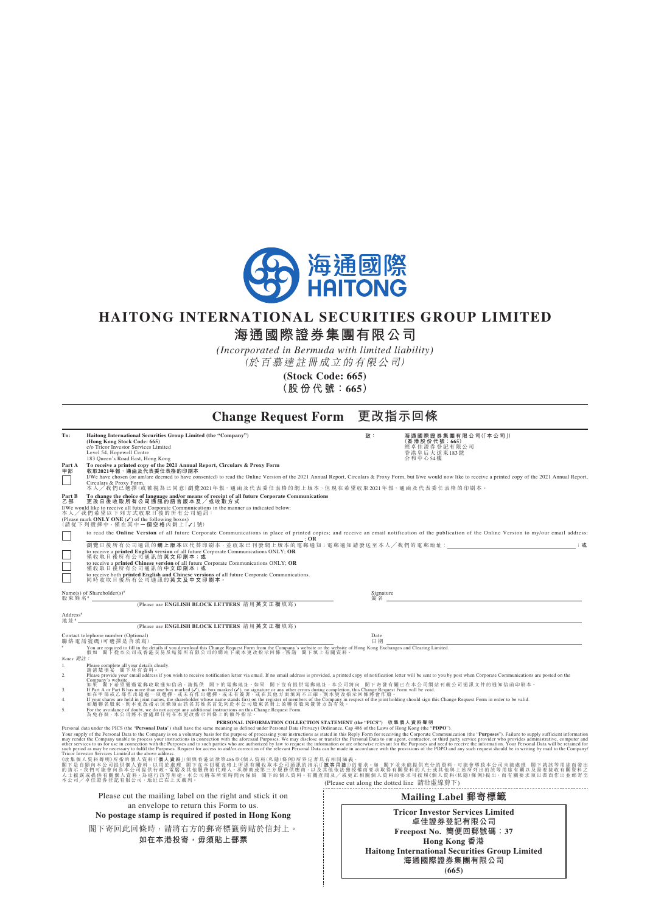# HAITONG INTERNATIONAL SECURITIES GROUP LIMITED

# 海通國際證券集團有限公司

*(Incorporated in Bermuda with limited liability)*

*(於百慕達註冊成立的有限公司)*

**(Stock Code: 665)**

**（股份代號：665）**

## Change Request Form 更改指示回條

**To:** **Haitong International Securities Group Limited (the "Company")**
**(Hong Kong Stock Code: 665)**
c/o Tricor Investor Services Limited
Level 54, Hopewell Centre
183 Queen's Road East, Hong Kong

**致：** **海通國際證券集團有限公司(「本公司」)**
**(香港股份代號：665)**
經卓佳證券登記有限公司
香港皇后大道東183號
合和中心54樓

**Part A 甲部** **To receive a printed copy of the 2021 Annual Report, Circulars & Proxy Form**
**收取2021年報、通函及代表委任表格的印刷本**

☐ I/We have chosen (or am/are deemed to have consented) to read the Online Version of the 2021 Annual Report, Circulars & Proxy Form, but I/we would now like to receive a printed copy of the 2021 Annual Report, Circulars & Proxy Form.
本人／我們已選擇(或被視為已同意)瀏覽2021年報、通函及代表委任表格的網上版本，但現在希望收取2021年報、通函及代表委任表格的印刷本。

**Part B 乙部** **To change the choice of language and/or means of receipt of all future Corporate Communications**
**更改日後收取所有公司通訊的語言版本及／或收取方式**

I/We would like to receive all future Corporate Communications in the manner as indicated below:
本人／我們希望以下列方式收取日後的所有公司通訊：
(Please mark **ONLY ONE** (✓) of the following boxes)
(請從下列選擇中，僅在其中**一個空格**內劃上「✓」號)

☐ to read the **Online Version** of all future Corporate Communications in place of printed copies; and receive an email notification of the publication of the Online Version to my/our email address: ______________________; **OR**
瀏覽日後所有公司通訊的**網上版本**以代替印刷本，並收取已刊發網上版本的電郵通知；電郵通知請發送至本人／我們的電郵地址：______________________；**或**

☐ to receive a **printed English version** of all future Corporate Communications ONLY; **OR**
僅收取日後所有公司通訊的**英文印刷本**；**或**

☐ to receive a **printed Chinese version** of all future Corporate Communications ONLY; **OR**
僅收取日後所有公司通訊的**中文印刷本**；**或**

☐ to receive both **printed English and Chinese versions** of all future Corporate Communications.
同時收取日後所有公司通訊的**英文及中文印刷本**。

Name(s) of Shareholder(s)#
股東姓名# ______________________
(Please use **ENGLISH BLOCK LETTERS** 請用**英文正楷**填寫)

Signature
簽名 ______________________

Address#
地址# ______________________
(Please use **ENGLISH BLOCK LETTERS** 請用**英文正楷**填寫)

Contact telephone number (Optional)
聯絡電話號碼(可選擇是否填寫) ______________________

Date
日期 ______________________

\# You are required to fill in the details if you download this Change Request Form from the Company's website or the website of Hong Kong Exchanges and Clearing Limited.
假如 閣下從本公司或香港交易及結算所有限公司的網站下載本更改指示回條，務請 閣下填上有關資料。

*Notes 附註：*

1. Please complete all your details clearly.
請清楚填妥 閣下所有資料。
2. Please provide your email address if you wish to receive notification letter via email. If no email address is provided, a printed copy of notification letter will be sent to you by post when Corporate Communications are posted on the Company's website.
如果 閣下希望通過電郵收取通知信函，請提供 閣下的電郵地址。如果 閣下沒有提供電郵地址，本公司將向 閣下寄發有關已在本公司網站刊載公司通訊文件的通知信函印刷本。
3. If Part A or Part B has more than one box marked (✓), no box marked (✓), no signature or any other errors during completion, this Change Request Form will be void.
如在甲部或乙部作出超過一項選擇、或未有作出選擇、或未有簽署、或在其他方面填寫不正確，則本更改指示回條將會作廢。
4. If your shares are held in joint names, the shareholder whose name stands first on the register of members of the Company in respect of the joint holding should sign this Change Request Form in order to be valid.
如屬聯名股東，則本更改指示回條須由該名於本公司股東名冊上就聯名持有股份其姓名位列首位的股東簽署方為有效。
5. For the avoidance of doubt, we do not accept any additional instructions on this Change Request Form.
為免存疑，本公司將不會處理任何在本更改指示回條上的額外指示。

**PERSONAL INFORMATION COLLECTION STATEMENT (the "PICS") 收集個人資料聲明**

Personal data under the PICS (the "**Personal Data**") shall have the same meaning as defined under Personal Data (Privacy) Ordinance, Cap 486 of the Laws of Hong Kong (the "**PDPO**").
Your supply of the Personal Data to the Company is on a voluntary basis for the purpose of processing your instructions as stated in this Reply Form for receiving the Corporate Communication (the "**Purposes**"). Failure to supply sufficient information may render the Company unable to process your instructions in connection with the aforesaid Purposes. We may disclose or transfer the Personal Data to our agent, contractor, or third party service provider who provides administrative, computer and other services to us for use in connection with the Purposes and to such parties who are authorized by law to request the information or are otherwise relevant for the Purposes and need to receive the information. Your Personal Data will be retained for such period as may be necessary to fulfil the Purposes. Request for access to and/or correction of the relevant Personal Data can be made in accordance with the provisions of the PDPO and any such request should be in writing by mail to the Company/Tricor Investor Services Limited at the above address.

《收集個人資料聲明》所指的個人資料(「**個人資料**」)須與香港法律第486章《個人資料(私隱)條例》(「**私隱條例**」)所界定者具有相同涵義。
閣下是自願向本公司提供個人資料，以用於處理 閣下在本回覆表格上所述有關收取本公司通訊的指示(「**該等用途**」)的要求。如 閣下並未能提供充分的資料，可能會導致本公司未能處理 閣下就該等用途而發出的指示。我們可能會向為本公司提供行政、電腦及其他服務的代理人、承辦商或第三方服務供應商，以及其他依法獲授權而要求取得有關資料的人士或其他與上述所列出的該等用途有關以及需要接收有關資料之人士披露或提供有關個人資料。為進行該等用途，本公司將在需時期間內保留 閣下的個人資料。有關查閱及／或更正相關個人資料的要求可按照《個人資料(私隱)條例》提出，而有關要求須以書面作出並郵寄至本公司／卓佳證券登記有限公司，地址已在上文載列。

(Please cut along the dotted line 請沿虛線剪下)

Please cut the mailing label on the right and stick it on an envelope to return this Form to us.
**No postage stamp is required if posted in Hong Kong**

閣下寄回此回條時，請將右方的郵寄標籤剪貼於信封上。
**如在本港投寄，毋須貼上郵票**

**Mailing Label 郵寄標籤**

**Tricor Investor Services Limited**
**卓佳證券登記有限公司**
**Freepost No. 簡便回郵號碼：37**
**Hong Kong 香港**
**Haitong International Securities Group Limited**
**海通國際證券集團有限公司**
**(665)**